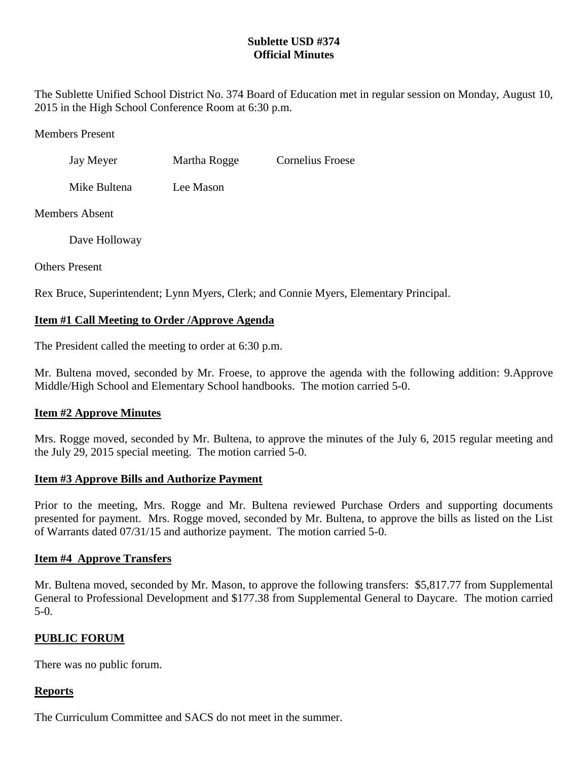**Sublette USD #374**
**Official Minutes**

The Sublette Unified School District No. 374 Board of Education met in regular session on Monday, August 10, 2015 in the High School Conference Room at 6:30 p.m.

Members Present

Jay Meyer Martha Rogge Cornelius Froese

Mike Bultena Lee Mason

Members Absent

Dave Holloway

Others Present

Rex Bruce, Superintendent; Lynn Myers, Clerk; and Connie Myers, Elementary Principal.

## Item #1 Call Meeting to Order /Approve Agenda

The President called the meeting to order at 6:30 p.m.

Mr. Bultena moved, seconded by Mr. Froese, to approve the agenda with the following addition: 9.Approve Middle/High School and Elementary School handbooks. The motion carried 5-0.

## Item #2 Approve Minutes

Mrs. Rogge moved, seconded by Mr. Bultena, to approve the minutes of the July 6, 2015 regular meeting and the July 29, 2015 special meeting. The motion carried 5-0.

## Item #3 Approve Bills and Authorize Payment

Prior to the meeting, Mrs. Rogge and Mr. Bultena reviewed Purchase Orders and supporting documents presented for payment. Mrs. Rogge moved, seconded by Mr. Bultena, to approve the bills as listed on the List of Warrants dated 07/31/15 and authorize payment. The motion carried 5-0.

## Item #4 Approve Transfers

Mr. Bultena moved, seconded by Mr. Mason, to approve the following transfers: $5,817.77 from Supplemental General to Professional Development and $177.38 from Supplemental General to Daycare. The motion carried 5-0.

## PUBLIC FORUM

There was no public forum.

## Reports

The Curriculum Committee and SACS do not meet in the summer.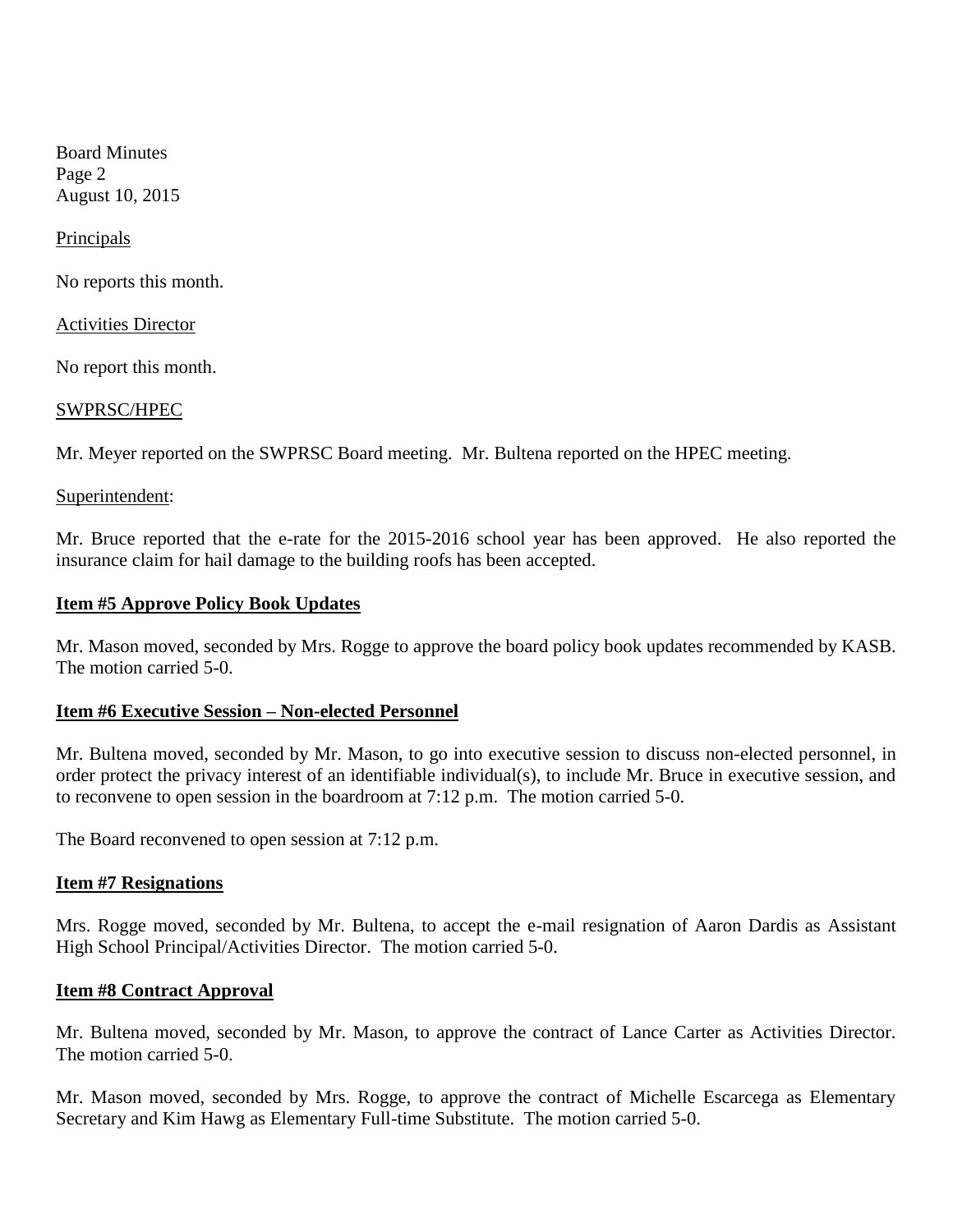Principals

No reports this month.

Activities Director

No report this month.

SWPRSC/HPEC

Mr. Meyer reported on the SWPRSC Board meeting. Mr. Bultena reported on the HPEC meeting.

Superintendent:

Mr. Bruce reported that the e-rate for the 2015-2016 school year has been approved. He also reported the insurance claim for hail damage to the building roofs has been accepted.

**Item #5 Approve Policy Book Updates**

Mr. Mason moved, seconded by Mrs. Rogge to approve the board policy book updates recommended by KASB. The motion carried 5-0.

**Item #6 Executive Session – Non-elected Personnel**

Mr. Bultena moved, seconded by Mr. Mason, to go into executive session to discuss non-elected personnel, in order protect the privacy interest of an identifiable individual(s), to include Mr. Bruce in executive session, and to reconvene to open session in the boardroom at 7:12 p.m. The motion carried 5-0.

The Board reconvened to open session at 7:12 p.m.

**Item #7 Resignations**

Mrs. Rogge moved, seconded by Mr. Bultena, to accept the e-mail resignation of Aaron Dardis as Assistant High School Principal/Activities Director. The motion carried 5-0.

**Item #8 Contract Approval**

Mr. Bultena moved, seconded by Mr. Mason, to approve the contract of Lance Carter as Activities Director. The motion carried 5-0.

Mr. Mason moved, seconded by Mrs. Rogge, to approve the contract of Michelle Escarcega as Elementary Secretary and Kim Hawg as Elementary Full-time Substitute. The motion carried 5-0.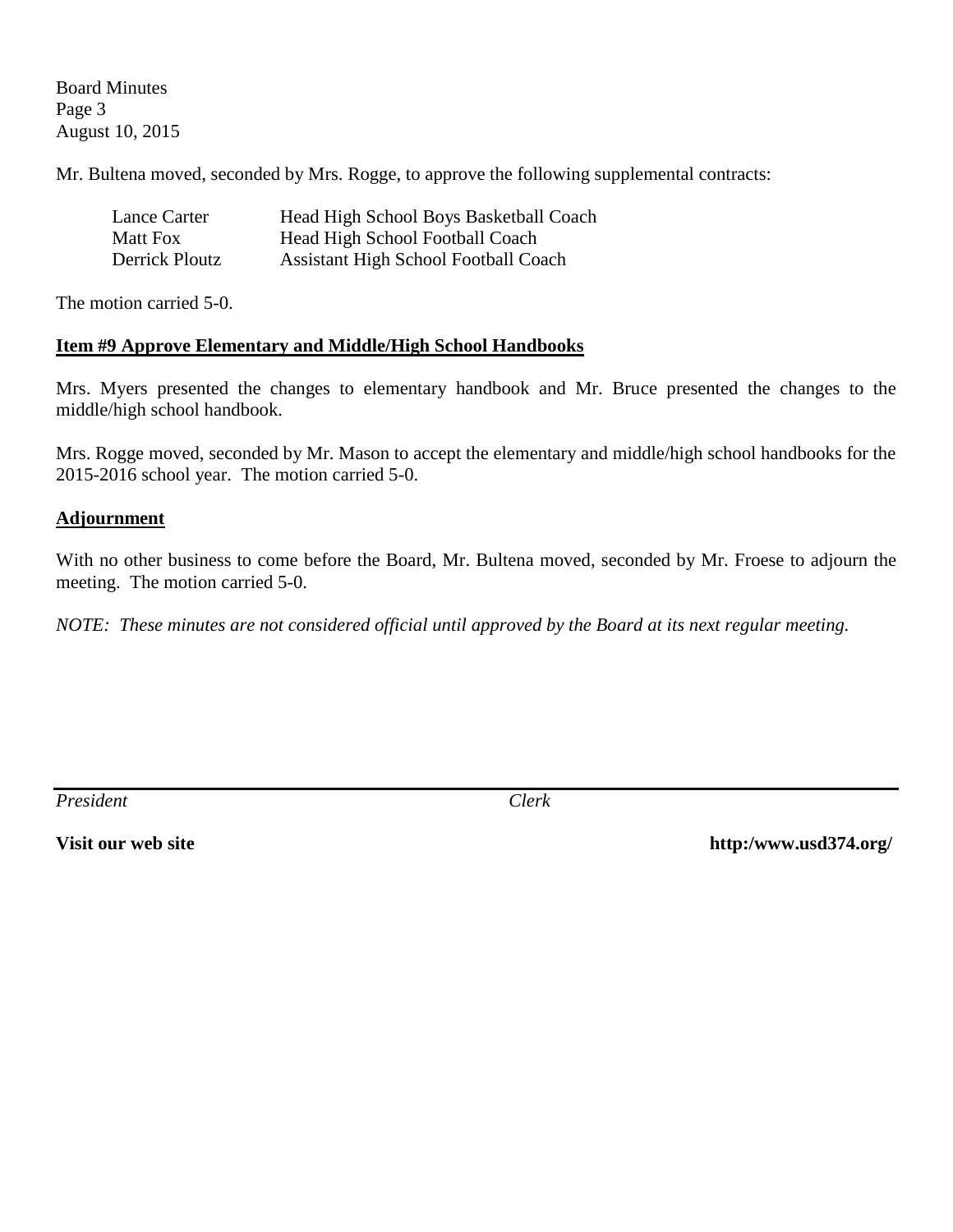Mr. Bultena moved, seconded by Mrs. Rogge, to approve the following supplemental contracts:

| | |
|---|---|
| Lance Carter | Head High School Boys Basketball Coach |
| Matt Fox | Head High School Football Coach |
| Derrick Ploutz | Assistant High School Football Coach |

The motion carried 5-0.

**Item #9 Approve Elementary and Middle/High School Handbooks**

Mrs. Myers presented the changes to elementary handbook and Mr. Bruce presented the changes to the middle/high school handbook.

Mrs. Rogge moved, seconded by Mr. Mason to accept the elementary and middle/high school handbooks for the 2015-2016 school year. The motion carried 5-0.

**Adjournment**

With no other business to come before the Board, Mr. Bultena moved, seconded by Mr. Froese to adjourn the meeting. The motion carried 5-0.

*NOTE: These minutes are not considered official until approved by the Board at its next regular meeting.*

*President* *Clerk*

**Visit our web site** **http:/www.usd374.org/**